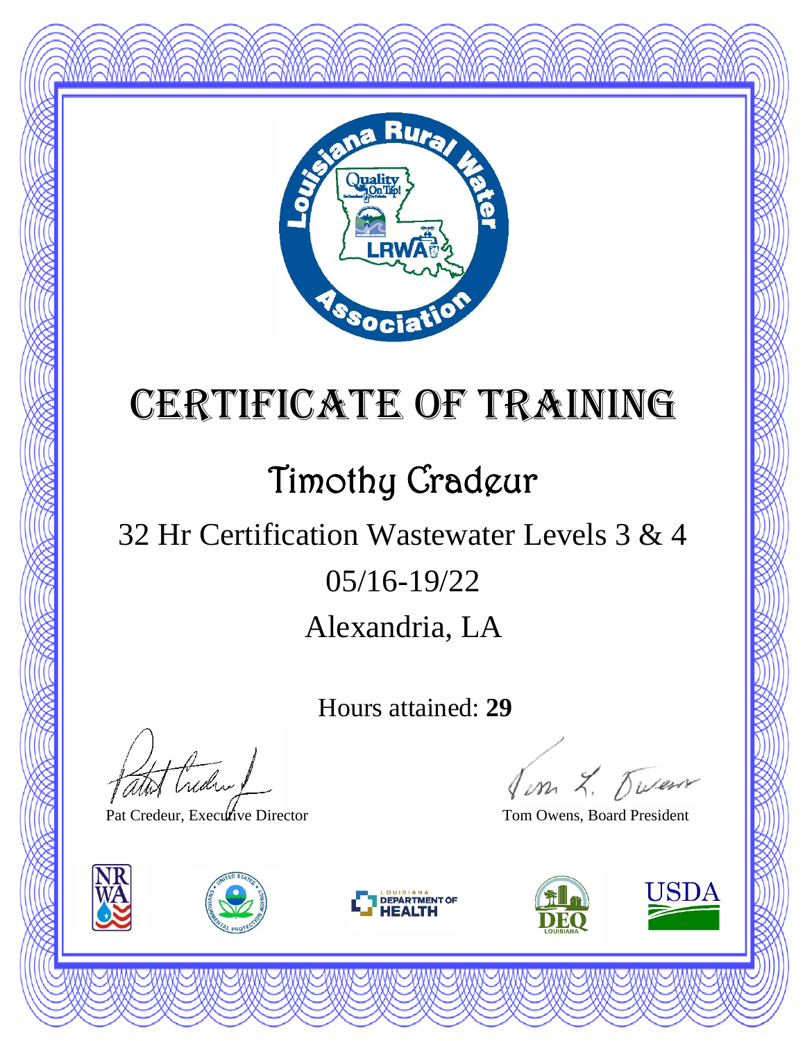# Certificate of Training

## Timothy Cradeur

32 Hr Certification Wastewater Levels 3 & 4

05/16-19/22

Alexandria, LA

Hours attained: **29**

Pat Credeur, Executive Director

Tom Owens, Board President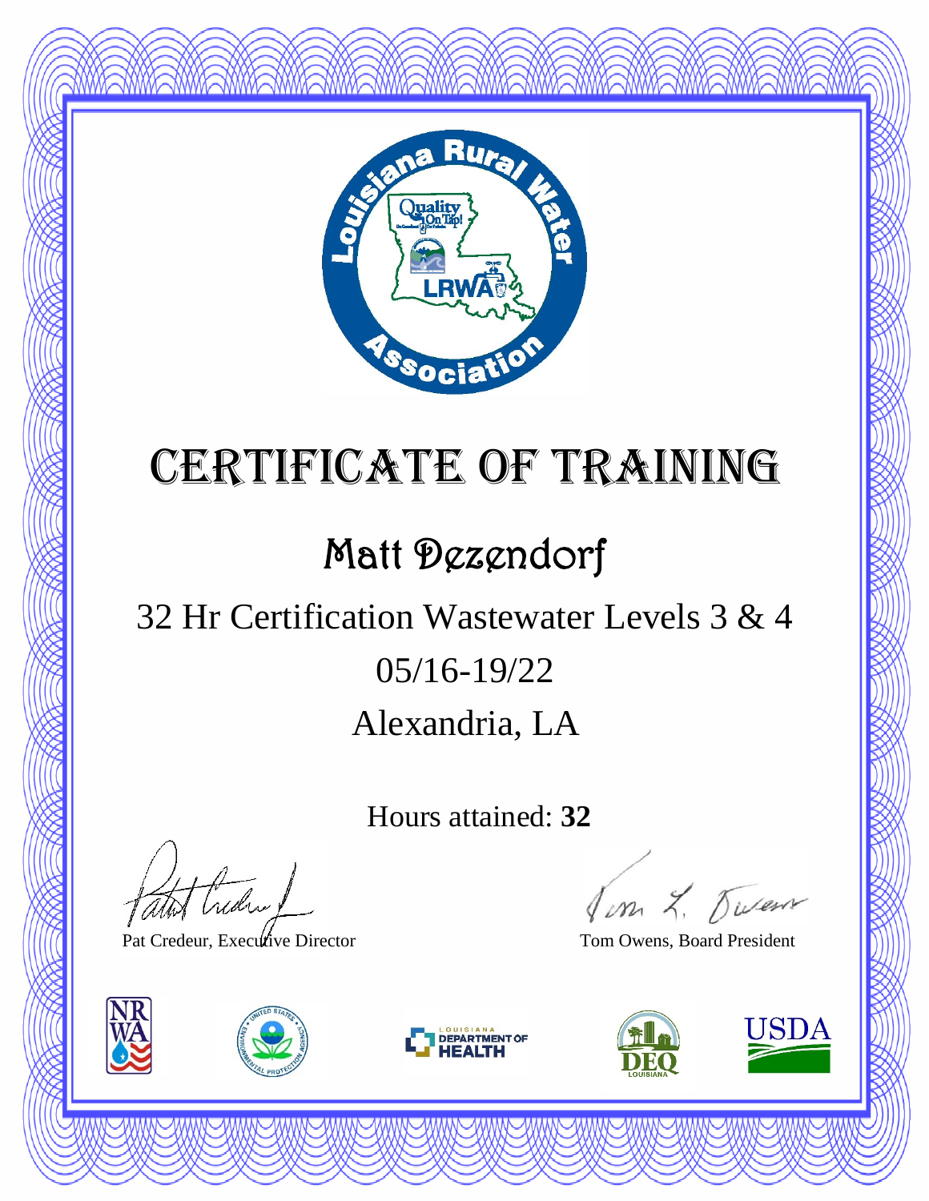# Certificate of Training

## Matt Dezendorf

32 Hr Certification Wastewater Levels 3 & 4

05/16-19/22

Alexandria, LA

Hours attained: **32**

Pat Credeur, Executive Director

Tom Owens, Board President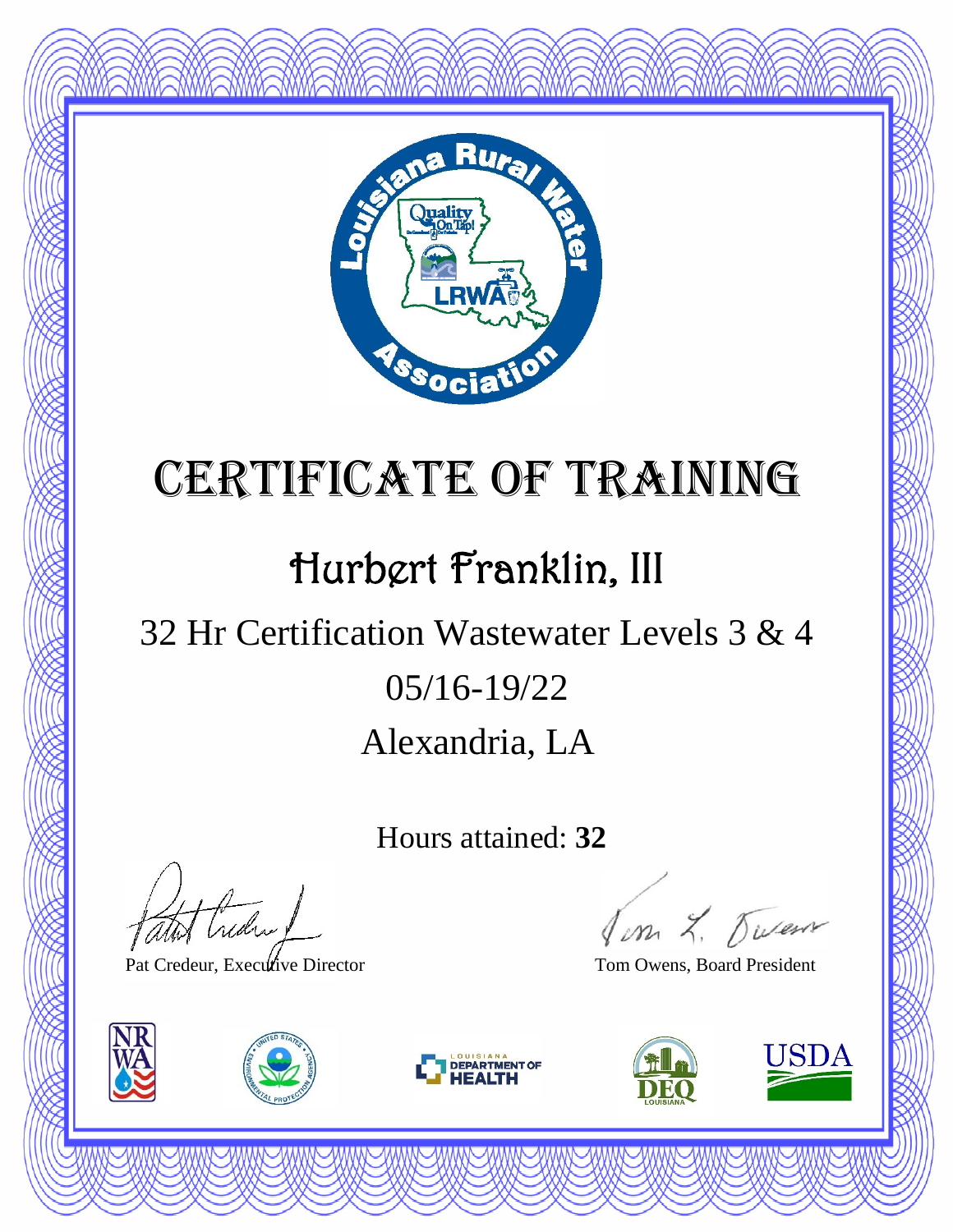# Certificate of Training

## Hurbert Franklin, III

32 Hr Certification Wastewater Levels 3 & 4

05/16-19/22

Alexandria, LA

Hours attained: **32**

Pat Credeur, Executive Director

Tom Owens, Board President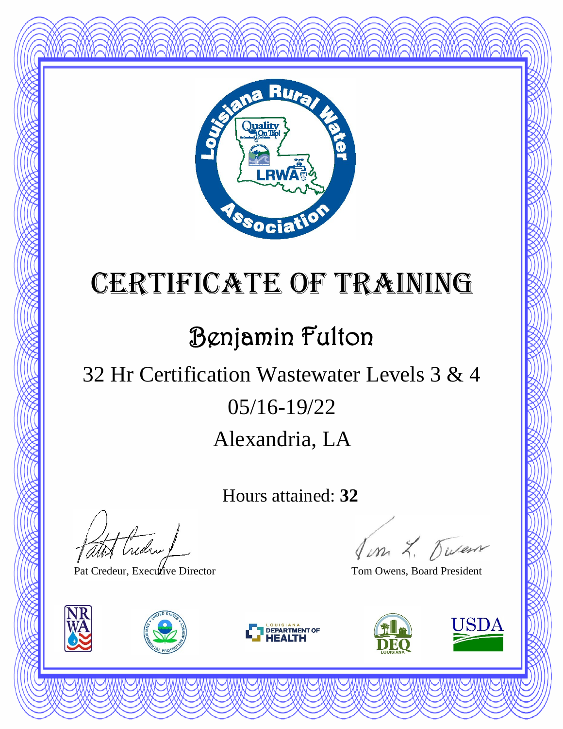# Certificate of Training

## Benjamin Fulton

32 Hr Certification Wastewater Levels 3 & 4

05/16-19/22

Alexandria, LA

Hours attained: **32**

Pat Credeur, Executive Director

Tom Owens, Board President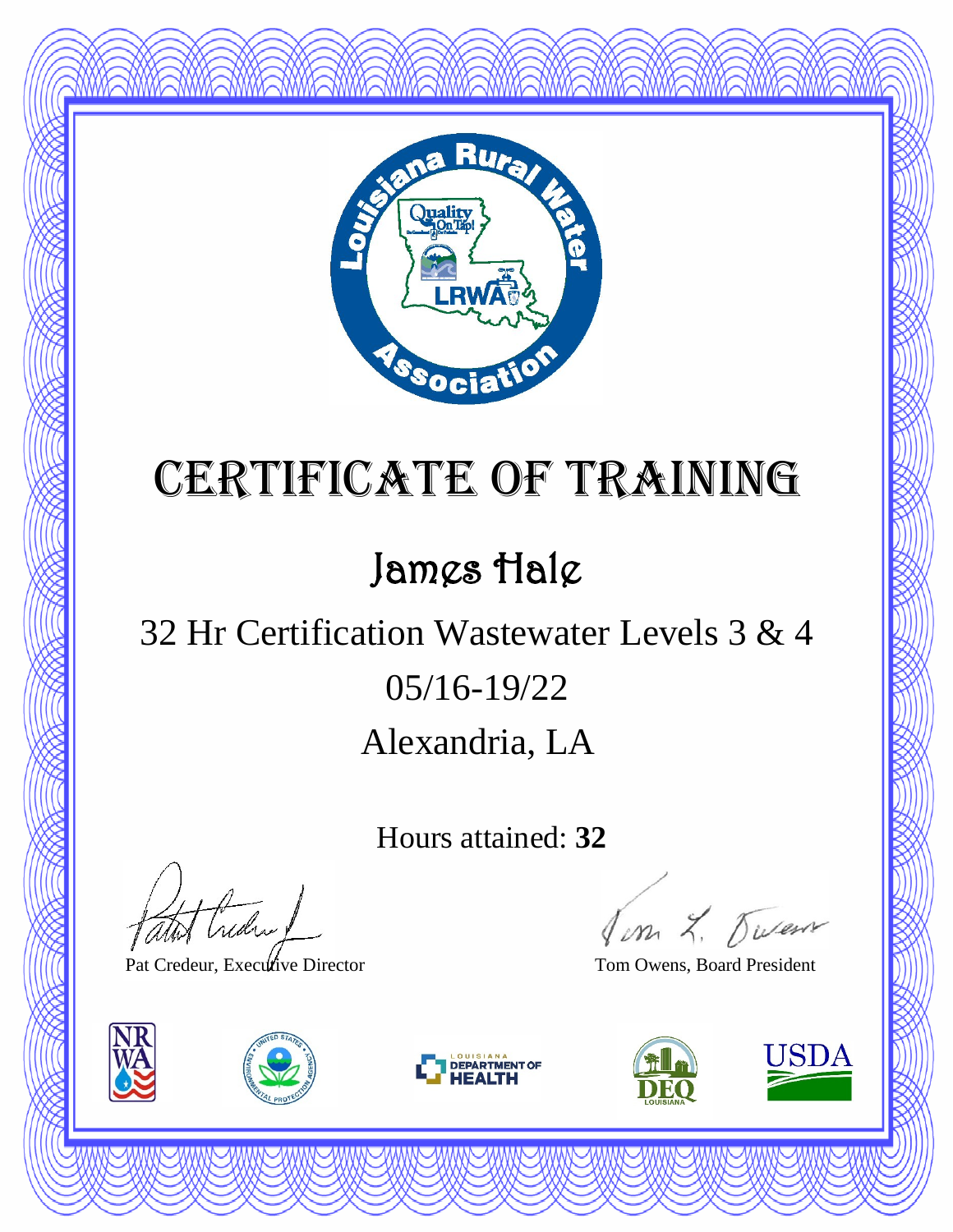# Certificate of Training

## James Hale

32 Hr Certification Wastewater Levels 3 & 4

05/16-19/22

Alexandria, LA

Hours attained: **32**

Pat Credeur, Executive Director

Tom Owens, Board President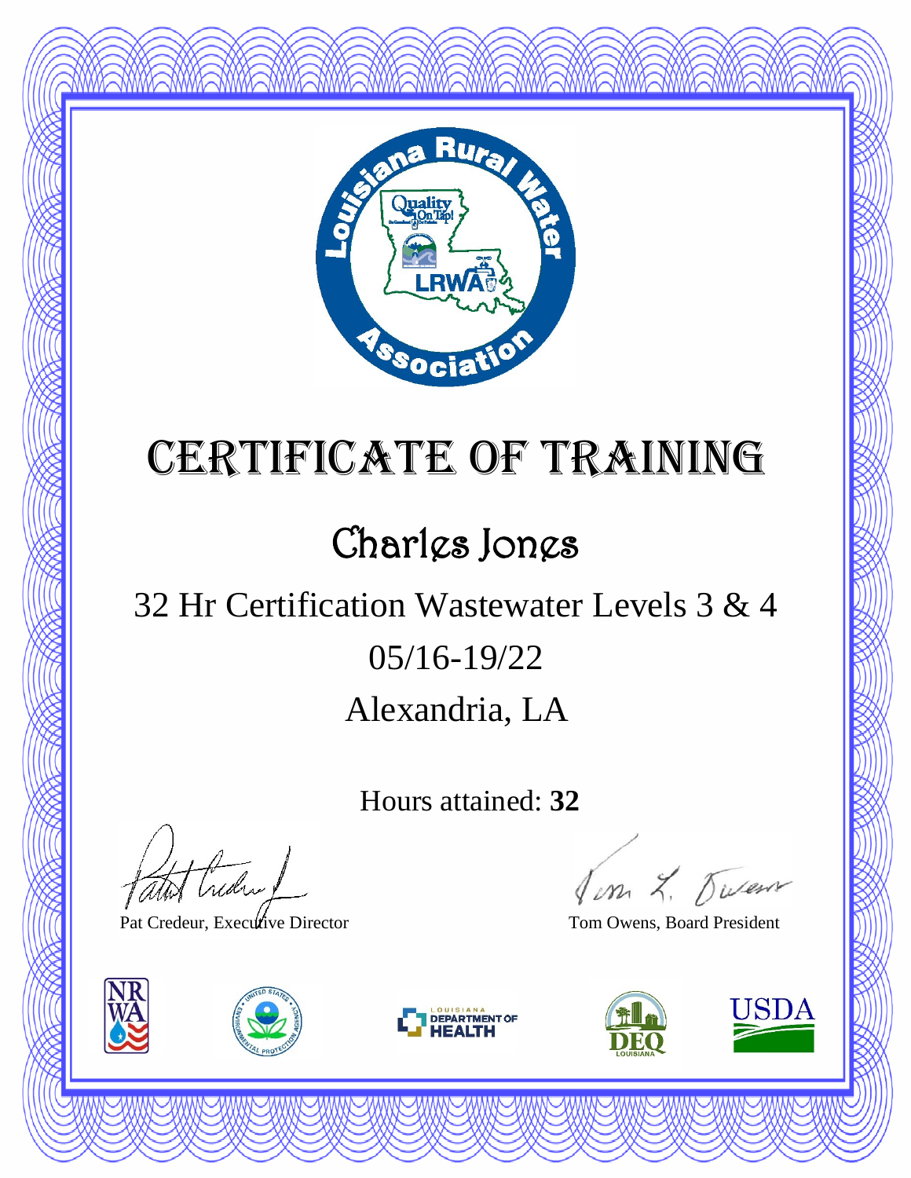# Certificate of Training

## Charles Jones

32 Hr Certification Wastewater Levels 3 & 4

05/16-19/22

Alexandria, LA

Hours attained: **32**

Pat Credeur, Executive Director

Tom Owens, Board President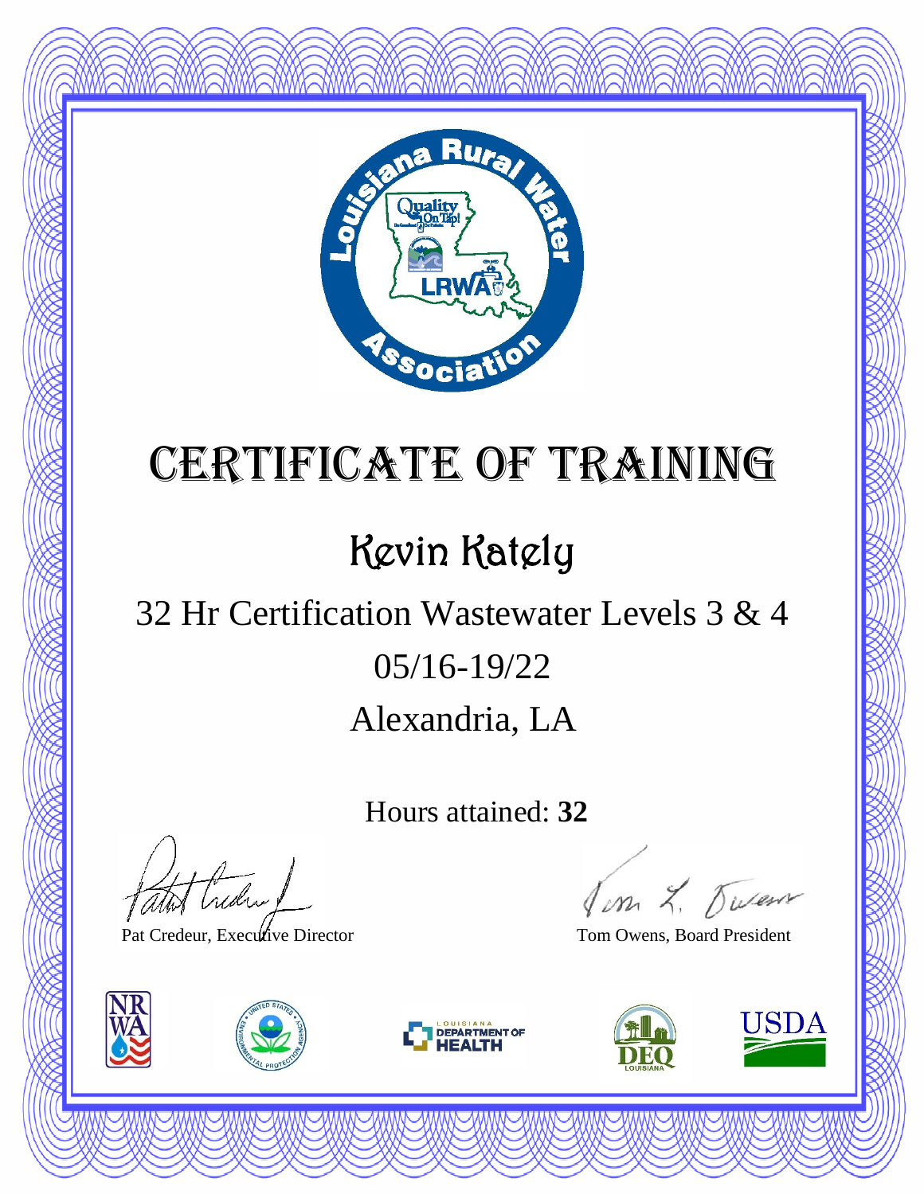# Certificate of Training

## Kevin Kately

32 Hr Certification Wastewater Levels 3 & 4

05/16-19/22

Alexandria, LA

Hours attained: **32**

Pat Credeur, Executive Director

Tom Owens, Board President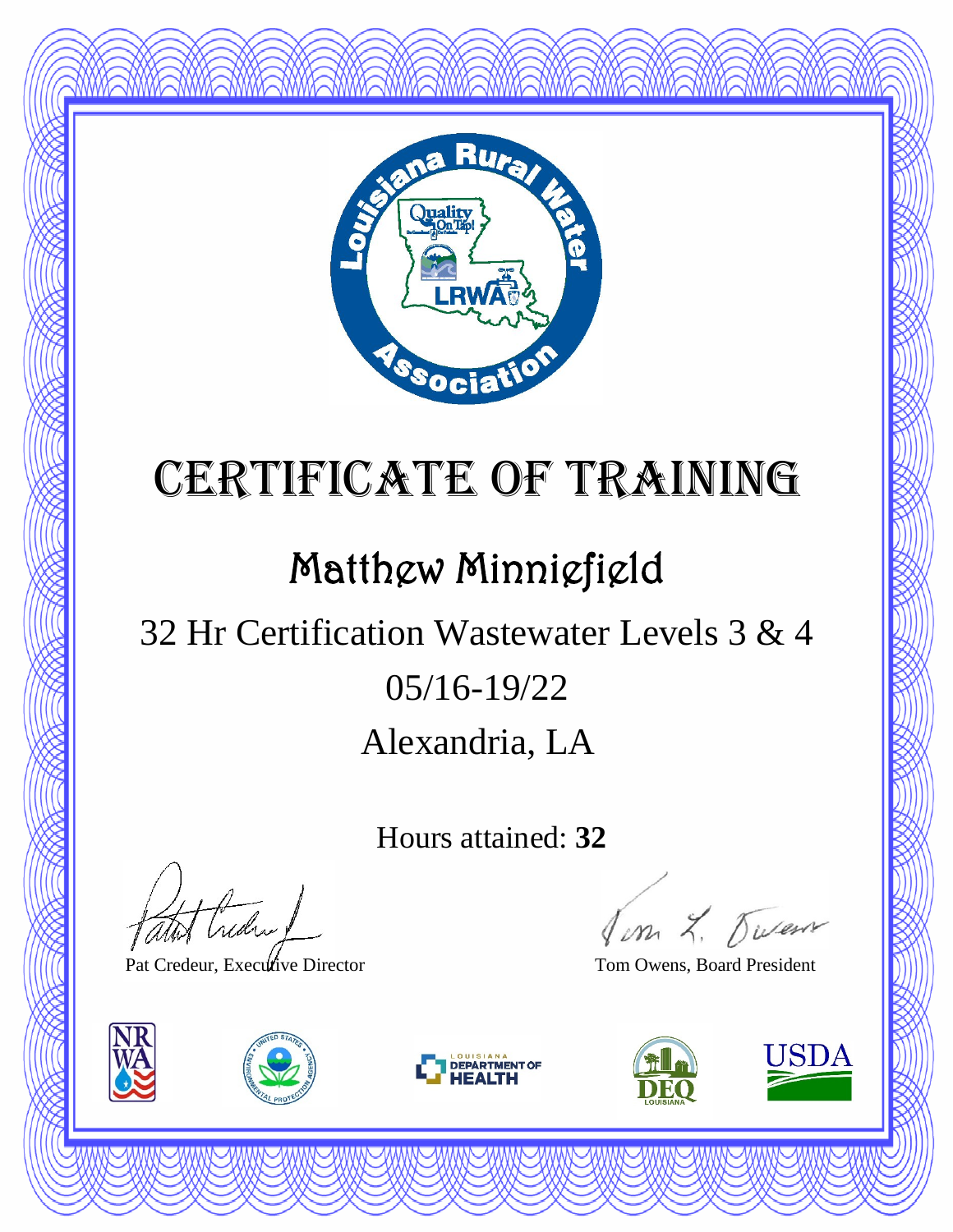# Certificate of Training

## Matthew Minniefield

32 Hr Certification Wastewater Levels 3 & 4

05/16-19/22

Alexandria, LA

Hours attained: **32**

Pat Credeur, Executive Director

Tom Owens, Board President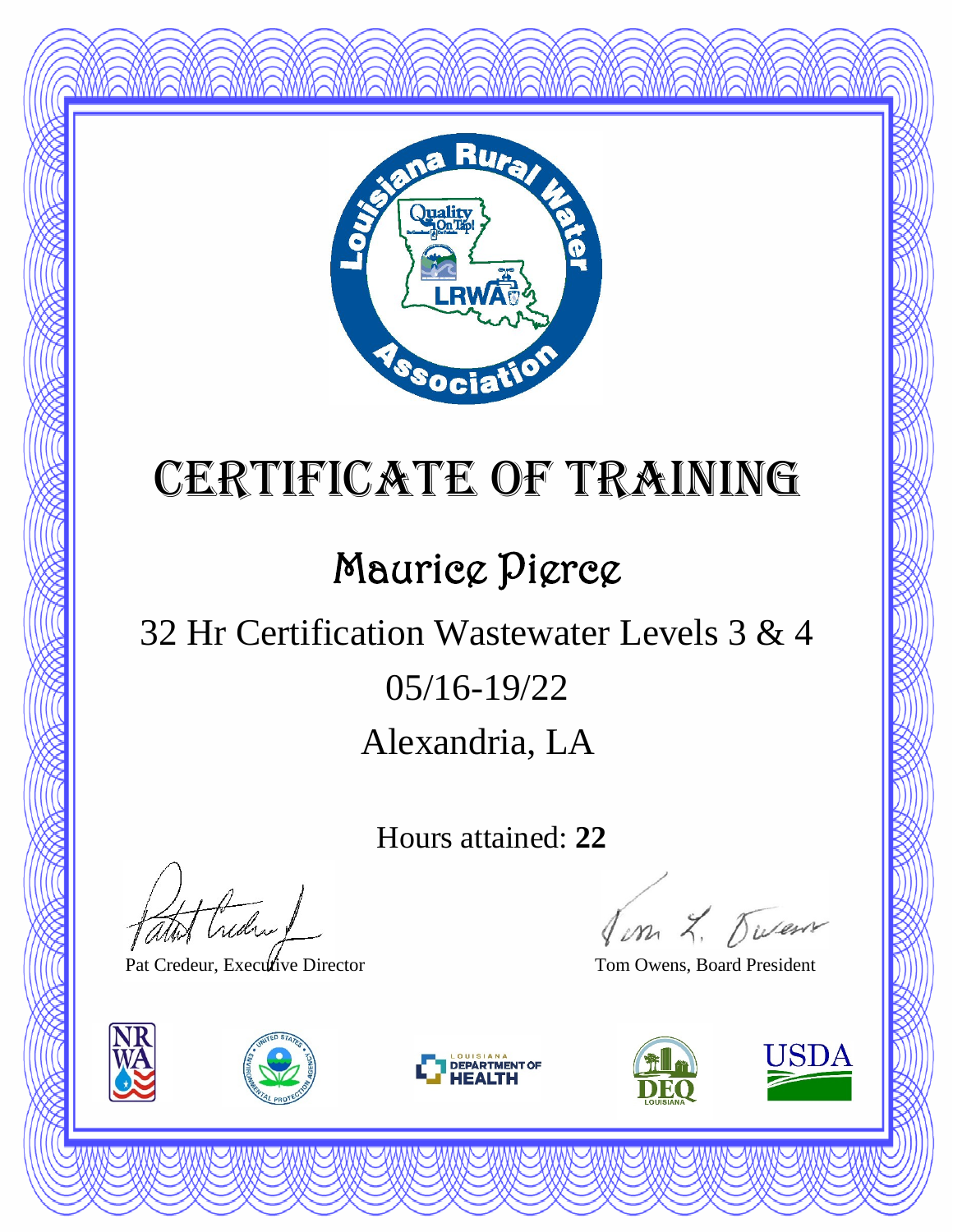# Certificate of Training

## Maurice Pierce

32 Hr Certification Wastewater Levels 3 & 4

05/16-19/22

Alexandria, LA

Hours attained: **22**

Pat Credeur, Executive Director

Tom Owens, Board President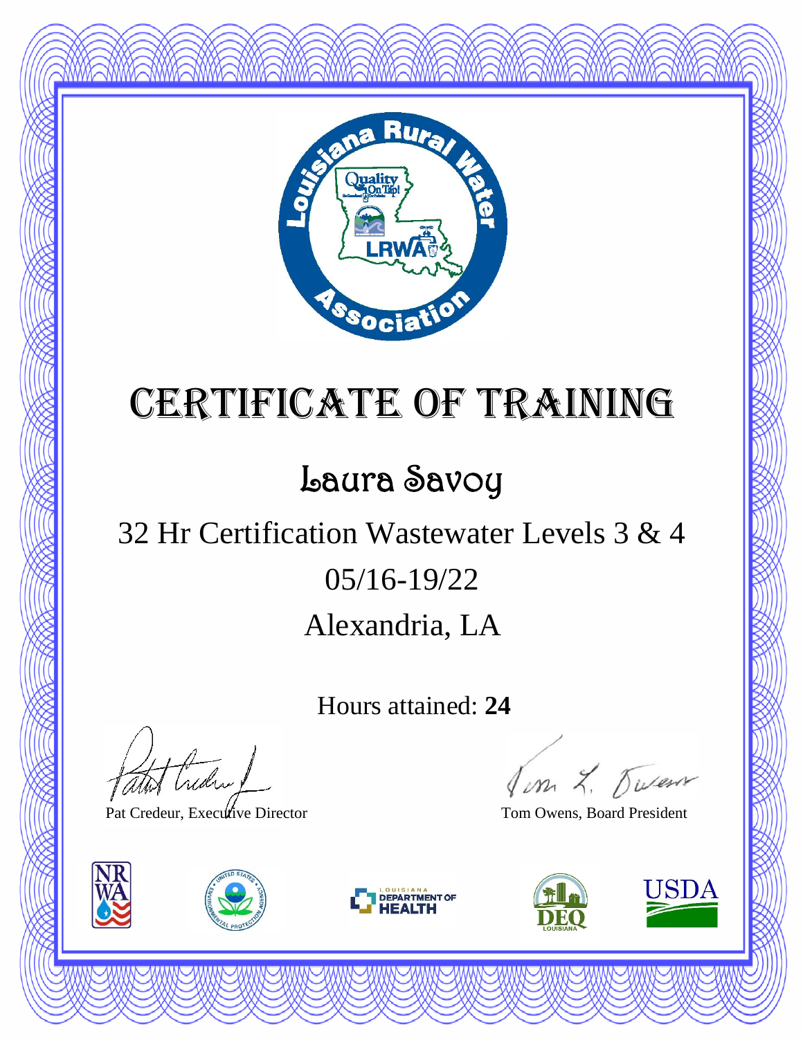# Certificate of Training

## Laura Savoy

32 Hr Certification Wastewater Levels 3 & 4

05/16-19/22

Alexandria, LA

Hours attained: **24**

Pat Credeur, Executive Director

Tom Owens, Board President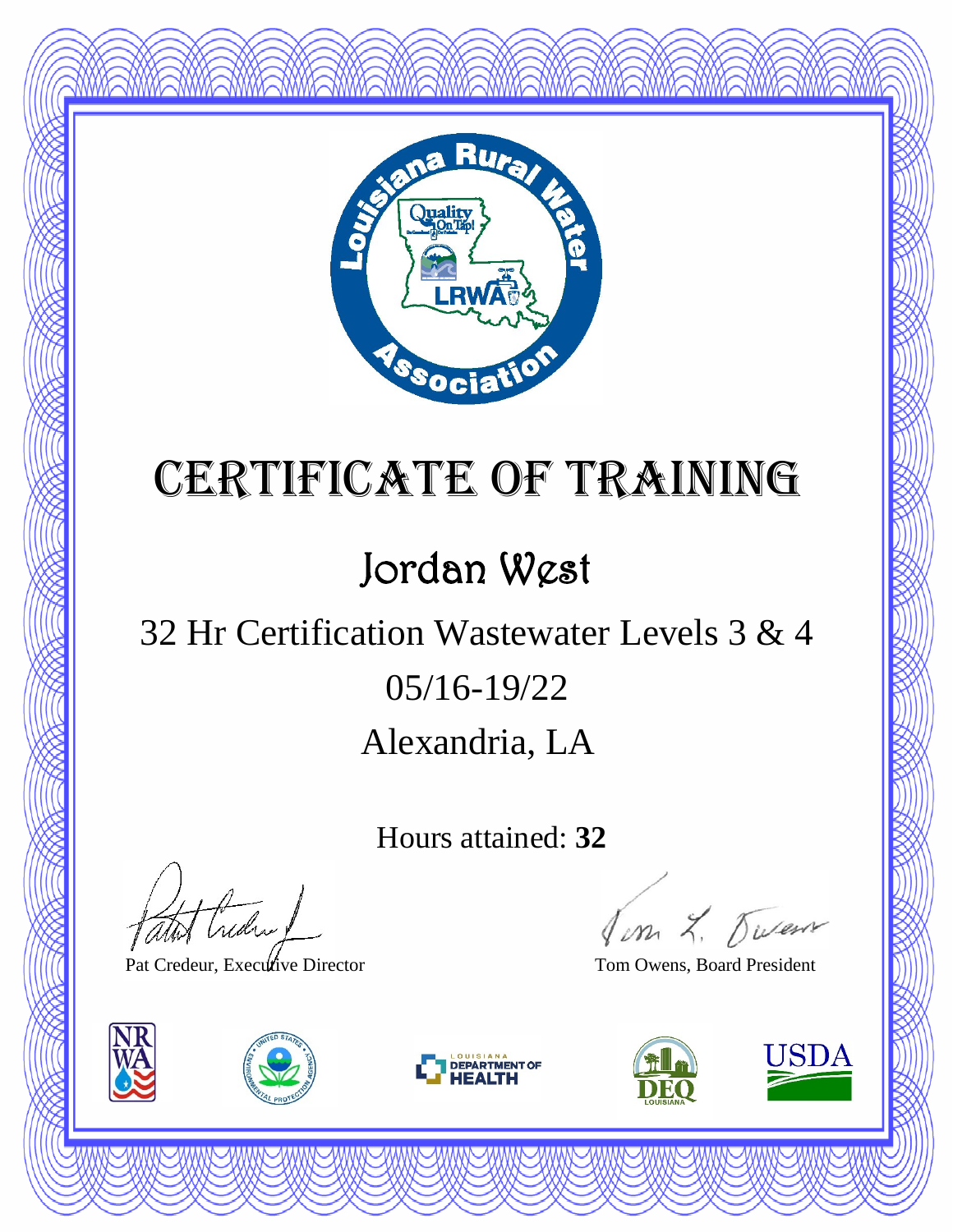# CERTIFICATE OF TRAINING

## Jordan West

32 Hr Certification Wastewater Levels 3 & 4

05/16-19/22

Alexandria, LA

Hours attained: **32**

Pat Credeur, Executive Director

Tom Owens, Board President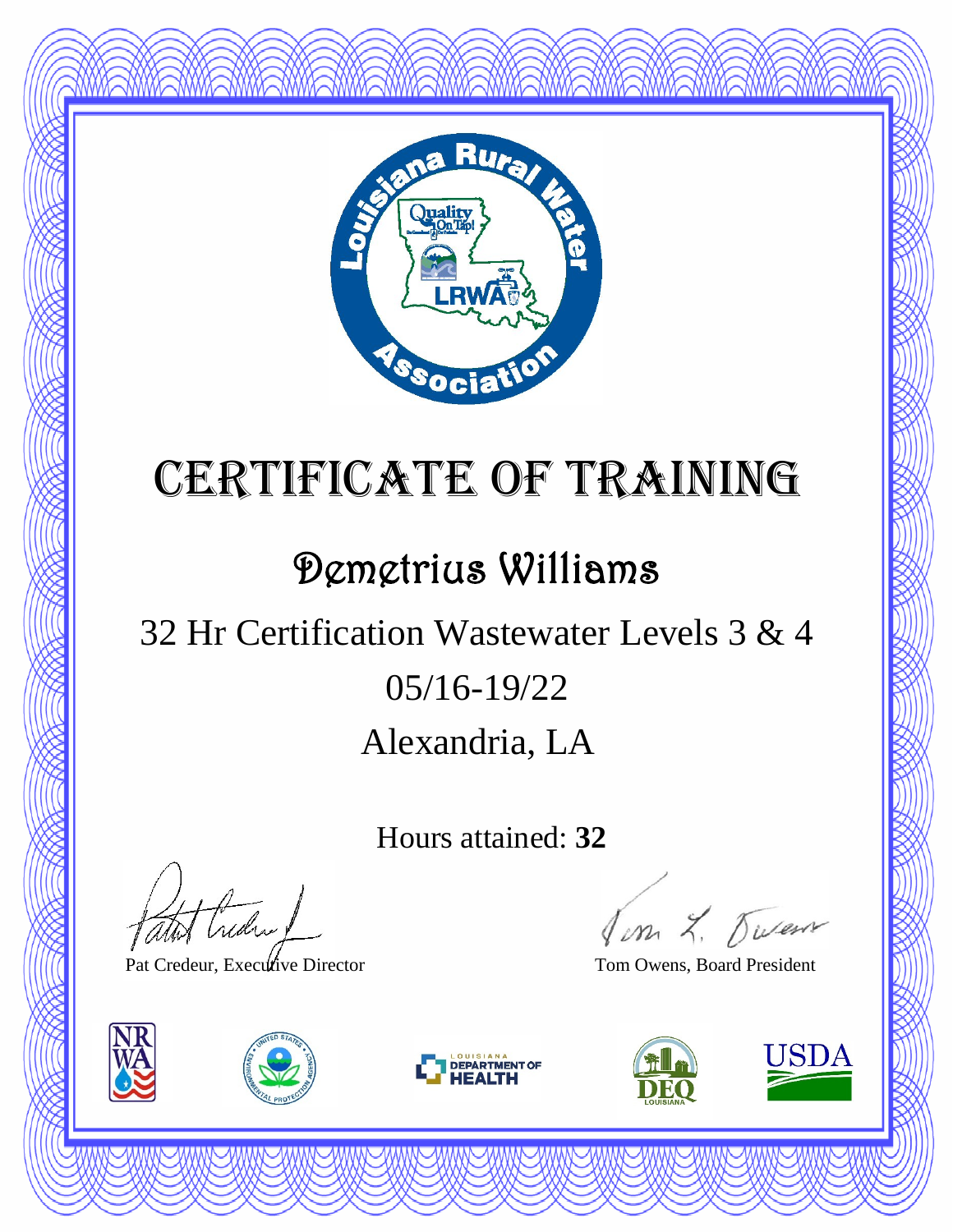# CERTIFICATE OF TRAINING

## Demetrius Williams

32 Hr Certification Wastewater Levels 3 & 4

05/16-19/22

Alexandria, LA

Hours attained: **32**

Pat Credeur, Executive Director

Tom Owens, Board President